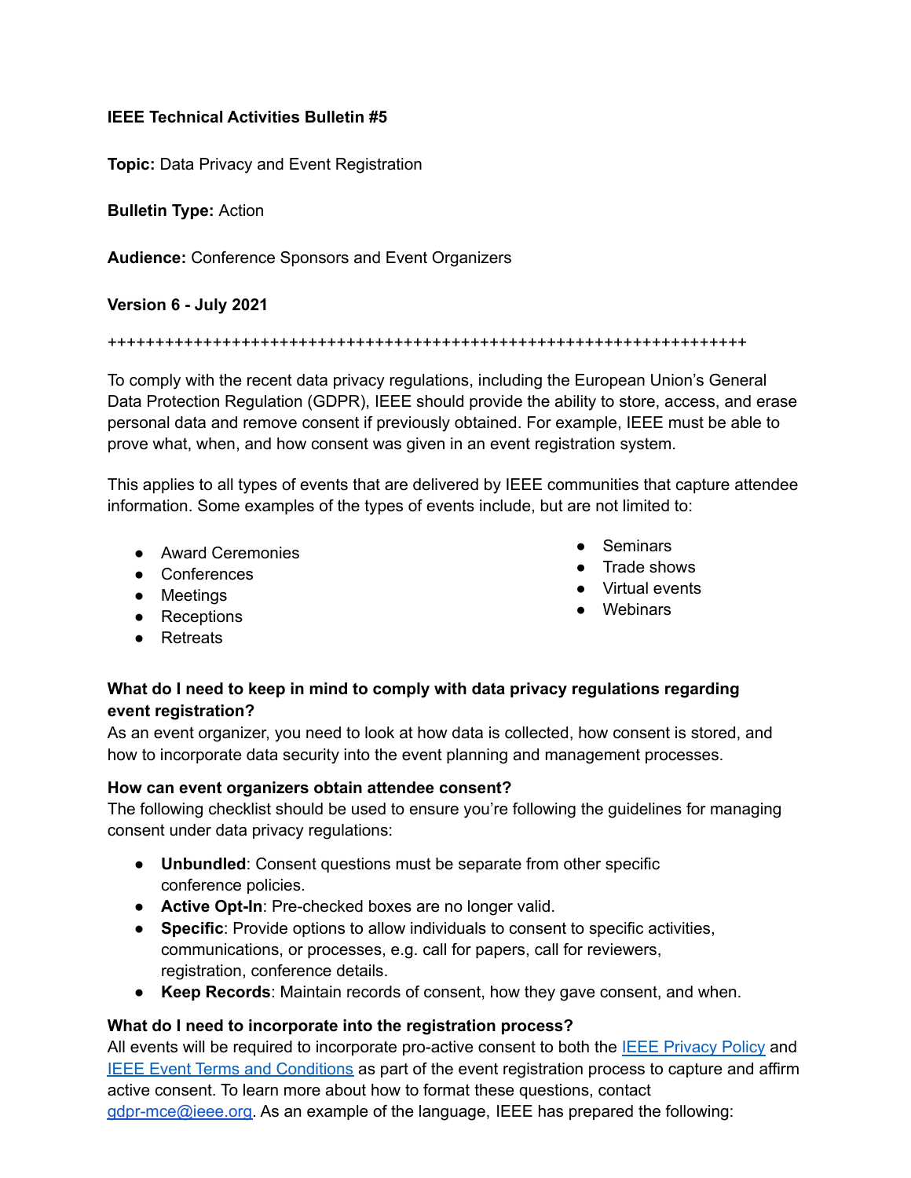**IEEE Technical Activities Bulletin #5**

**Topic:** Data Privacy and Event Registration

**Bulletin Type:** Action

**Audience:** Conference Sponsors and Event Organizers

**Version 6 - July 2021**

++++++++++++++++++++++++++++++++++++++++++++++++++++++++++++++++++++++

To comply with the recent data privacy regulations, including the European Union's General Data Protection Regulation (GDPR), IEEE should provide the ability to store, access, and erase personal data and remove consent if previously obtained. For example, IEEE must be able to prove what, when, and how consent was given in an event registration system.

This applies to all types of events that are delivered by IEEE communities that capture attendee information. Some examples of the types of events include, but are not limited to:

- Award Ceremonies
- Conferences
- Meetings
- Receptions
- Retreats
- Seminars
- Trade shows
- Virtual events
- Webinars

**What do I need to keep in mind to comply with data privacy regulations regarding event registration?**
As an event organizer, you need to look at how data is collected, how consent is stored, and how to incorporate data security into the event planning and management processes.

**How can event organizers obtain attendee consent?**
The following checklist should be used to ensure you're following the guidelines for managing consent under data privacy regulations:

- **Unbundled**: Consent questions must be separate from other specific conference policies.
- **Active Opt-In**: Pre-checked boxes are no longer valid.
- **Specific**: Provide options to allow individuals to consent to specific activities, communications, or processes, e.g. call for papers, call for reviewers, registration, conference details.
- **Keep Records**: Maintain records of consent, how they gave consent, and when.

**What do I need to incorporate into the registration process?**
All events will be required to incorporate pro-active consent to both the [IEEE Privacy Policy]() and [IEEE Event Terms and Conditions]() as part of the event registration process to capture and affirm active consent. To learn more about how to format these questions, contact [gdpr-mce@ieee.org](mailto:gdpr-mce@ieee.org). As an example of the language, IEEE has prepared the following: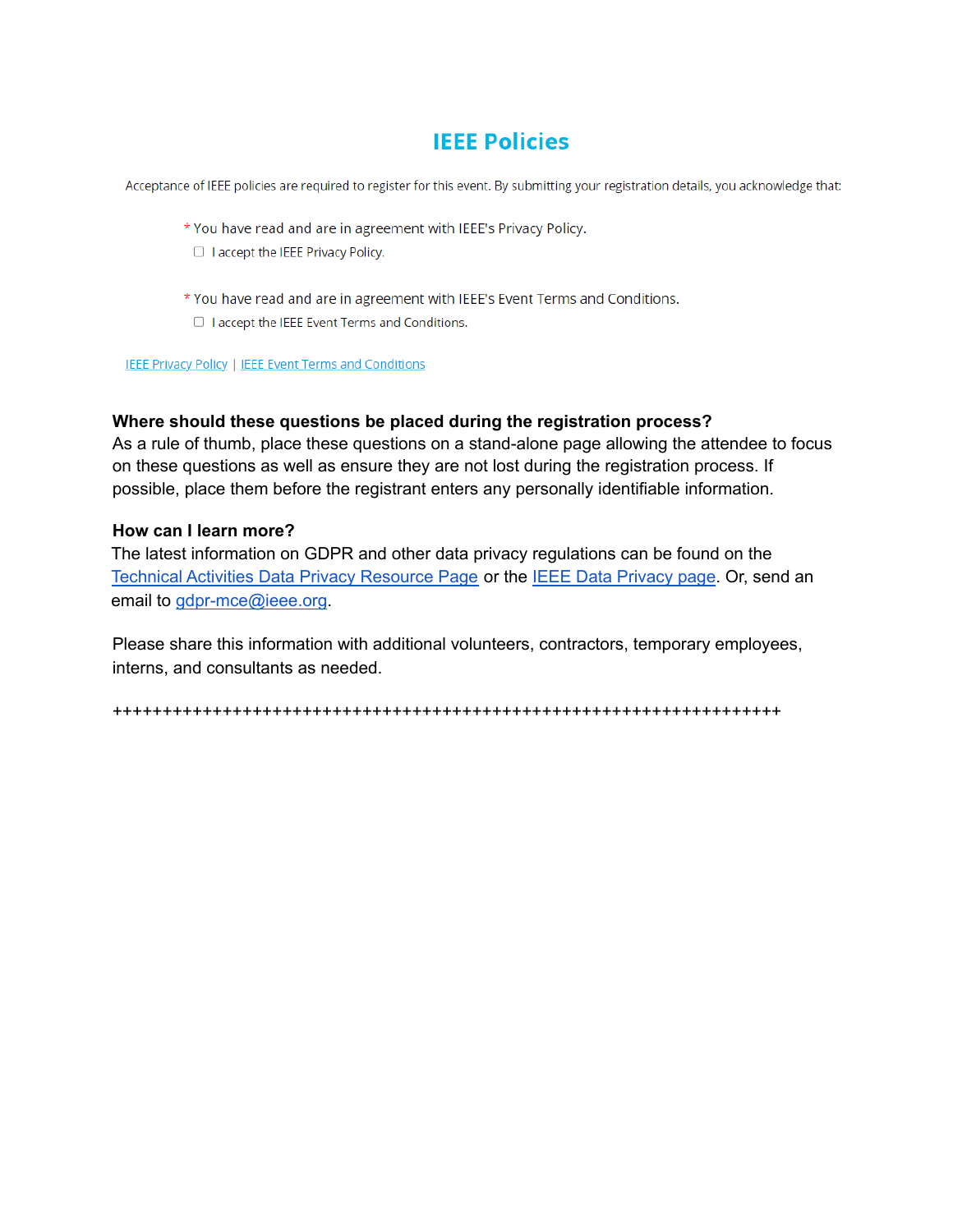## IEEE Policies

Acceptance of IEEE policies are required to register for this event. By submitting your registration details, you acknowledge that:

\* You have read and are in agreement with IEEE's Privacy Policy.

☐ I accept the IEEE Privacy Policy.

\* You have read and are in agreement with IEEE's Event Terms and Conditions.

☐ I accept the IEEE Event Terms and Conditions.

IEEE Privacy Policy | IEEE Event Terms and Conditions

**Where should these questions be placed during the registration process?**
As a rule of thumb, place these questions on a stand-alone page allowing the attendee to focus on these questions as well as ensure they are not lost during the registration process. If possible, place them before the registrant enters any personally identifiable information.

**How can I learn more?**
The latest information on GDPR and other data privacy regulations can be found on the Technical Activities Data Privacy Resource Page or the IEEE Data Privacy page. Or, send an email to gdpr-mce@ieee.org.

Please share this information with additional volunteers, contractors, temporary employees, interns, and consultants as needed.

+++++++++++++++++++++++++++++++++++++++++++++++++++++++++++++++++++++